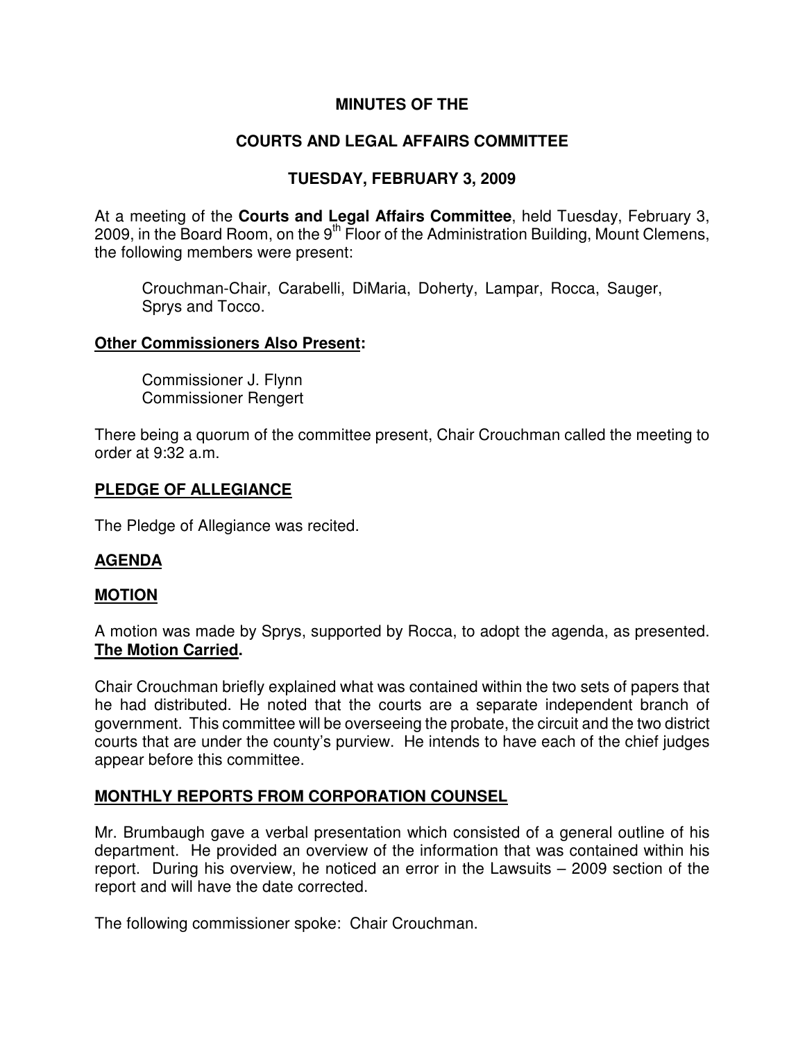# MINUTES OF THE

# COURTS AND LEGAL AFFAIRS COMMITTEE

# TUESDAY, FEBRUARY 3, 2009

At a meeting of the **Courts and Legal Affairs Committee**, held Tuesday, February 3, 2009, in the Board Room, on the 9th Floor of the Administration Building, Mount Clemens, the following members were present:

> Crouchman-Chair, Carabelli, DiMaria, Doherty, Lampar, Rocca, Sauger, Sprys and Tocco.

## Other Commissioners Also Present:

> Commissioner J. Flynn
> Commissioner Rengert

There being a quorum of the committee present, Chair Crouchman called the meeting to order at 9:32 a.m.

## PLEDGE OF ALLEGIANCE

The Pledge of Allegiance was recited.

## AGENDA

## MOTION

A motion was made by Sprys, supported by Rocca, to adopt the agenda, as presented. **The Motion Carried.**

Chair Crouchman briefly explained what was contained within the two sets of papers that he had distributed. He noted that the courts are a separate independent branch of government. This committee will be overseeing the probate, the circuit and the two district courts that are under the county's purview. He intends to have each of the chief judges appear before this committee.

## MONTHLY REPORTS FROM CORPORATION COUNSEL

Mr. Brumbaugh gave a verbal presentation which consisted of a general outline of his department. He provided an overview of the information that was contained within his report. During his overview, he noticed an error in the Lawsuits – 2009 section of the report and will have the date corrected.

The following commissioner spoke: Chair Crouchman.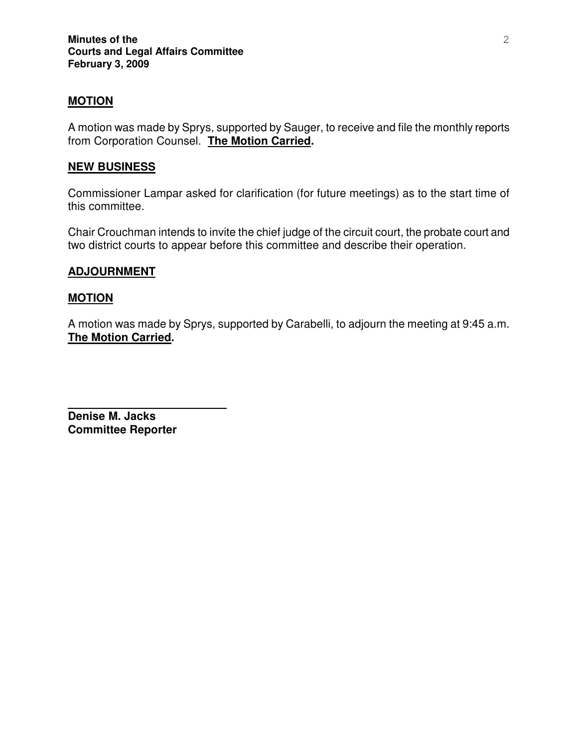**MOTION**

A motion was made by Sprys, supported by Sauger, to receive and file the monthly reports from Corporation Counsel. **The Motion Carried.**

**NEW BUSINESS**

Commissioner Lampar asked for clarification (for future meetings) as to the start time of this committee.

Chair Crouchman intends to invite the chief judge of the circuit court, the probate court and two district courts to appear before this committee and describe their operation.

**ADJOURNMENT**

**MOTION**

A motion was made by Sprys, supported by Carabelli, to adjourn the meeting at 9:45 a.m. **The Motion Carried.**

___________________________

**Denise M. Jacks**
**Committee Reporter**